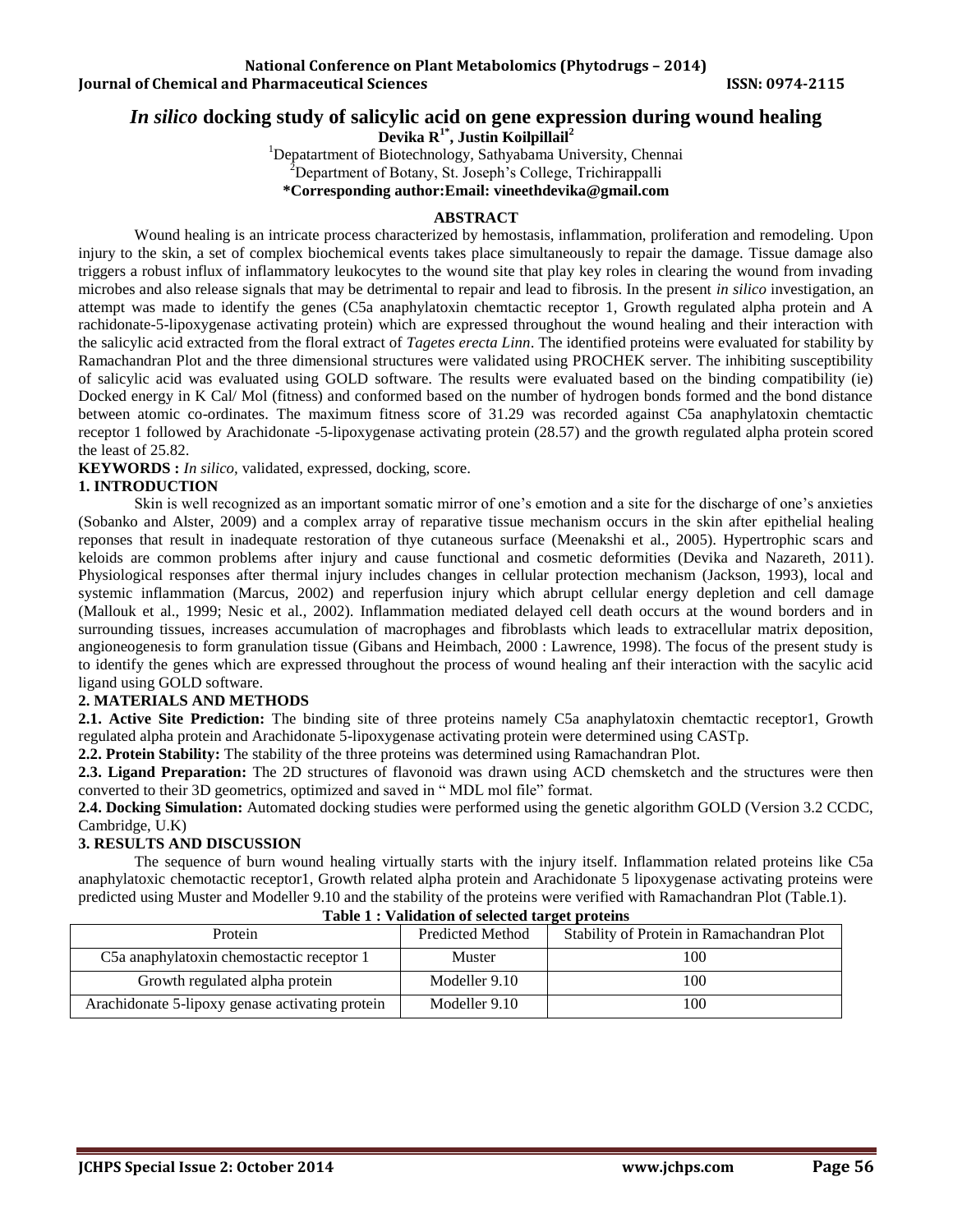# *In silico* docking study of salicylic acid on gene expression during wound healing

**Devika R[1*], Justin Koilpillail[2]**

[1]Depatartment of Biotechnology, Sathyabama University, Chennai

[2]Department of Botany, St. Joseph's College, Trichirappalli

**\*Corresponding author:Email: vineethdevika@gmail.com**

## ABSTRACT

Wound healing is an intricate process characterized by hemostasis, inflammation, proliferation and remodeling. Upon injury to the skin, a set of complex biochemical events takes place simultaneously to repair the damage. Tissue damage also triggers a robust influx of inflammatory leukocytes to the wound site that play key roles in clearing the wound from invading microbes and also release signals that may be detrimental to repair and lead to fibrosis. In the present *in silico* investigation, an attempt was made to identify the genes (C5a anaphylatoxin chemtactic receptor 1, Growth regulated alpha protein and A rachidonate-5-lipoxygenase activating protein) which are expressed throughout the wound healing and their interaction with the salicylic acid extracted from the floral extract of *Tagetes erecta Linn*. The identified proteins were evaluated for stability by Ramachandran Plot and the three dimensional structures were validated using PROCHEK server. The inhibiting susceptibility of salicylic acid was evaluated using GOLD software. The results were evaluated based on the binding compatibility (ie) Docked energy in K Cal/ Mol (fitness) and conformed based on the number of hydrogen bonds formed and the bond distance between atomic co-ordinates. The maximum fitness score of 31.29 was recorded against C5a anaphylatoxin chemtactic receptor 1 followed by Arachidonate -5-lipoxygenase activating protein (28.57) and the growth regulated alpha protein scored the least of 25.82.

**KEYWORDS :** *In silico,* validated, expressed, docking, score.

## 1. INTRODUCTION

Skin is well recognized as an important somatic mirror of one's emotion and a site for the discharge of one's anxieties (Sobanko and Alster, 2009) and a complex array of reparative tissue mechanism occurs in the skin after epithelial healing reponses that result in inadequate restoration of thye cutaneous surface (Meenakshi et al., 2005). Hypertrophic scars and keloids are common problems after injury and cause functional and cosmetic deformities (Devika and Nazareth, 2011). Physiological responses after thermal injury includes changes in cellular protection mechanism (Jackson, 1993), local and systemic inflammation (Marcus, 2002) and reperfusion injury which abrupt cellular energy depletion and cell damage (Mallouk et al., 1999; Nesic et al., 2002). Inflammation mediated delayed cell death occurs at the wound borders and in surrounding tissues, increases accumulation of macrophages and fibroblasts which leads to extracellular matrix deposition, angioneogenesis to form granulation tissue (Gibans and Heimbach, 2000 : Lawrence, 1998). The focus of the present study is to identify the genes which are expressed throughout the process of wound healing anf their interaction with the sacylic acid ligand using GOLD software.

## 2. MATERIALS AND METHODS

**2.1. Active Site Prediction:** The binding site of three proteins namely C5a anaphylatoxin chemtactic receptor1, Growth regulated alpha protein and Arachidonate 5-lipoxygenase activating protein were determined using CASTp.

**2.2. Protein Stability:** The stability of the three proteins was determined using Ramachandran Plot.

**2.3. Ligand Preparation:** The 2D structures of flavonoid was drawn using ACD chemsketch and the structures were then converted to their 3D geometrics, optimized and saved in " MDL mol file" format.

**2.4. Docking Simulation:** Automated docking studies were performed using the genetic algorithm GOLD (Version 3.2 CCDC, Cambridge, U.K)

## 3. RESULTS AND DISCUSSION

The sequence of burn wound healing virtually starts with the injury itself. Inflammation related proteins like C5a anaphylatoxic chemotactic receptor1, Growth related alpha protein and Arachidonate 5 lipoxygenase activating proteins were predicted using Muster and Modeller 9.10 and the stability of the proteins were verified with Ramachandran Plot (Table.1).

**Table 1 : Validation of selected target proteins**

| Protein | Predicted Method | Stability of Protein in Ramachandran Plot |
|---|---|---|
| C5a anaphylatoxin chemostactic receptor 1 | Muster | 100 |
| Growth regulated alpha protein | Modeller 9.10 | 100 |
| Arachidonate 5-lipoxy genase activating protein | Modeller 9.10 | 100 |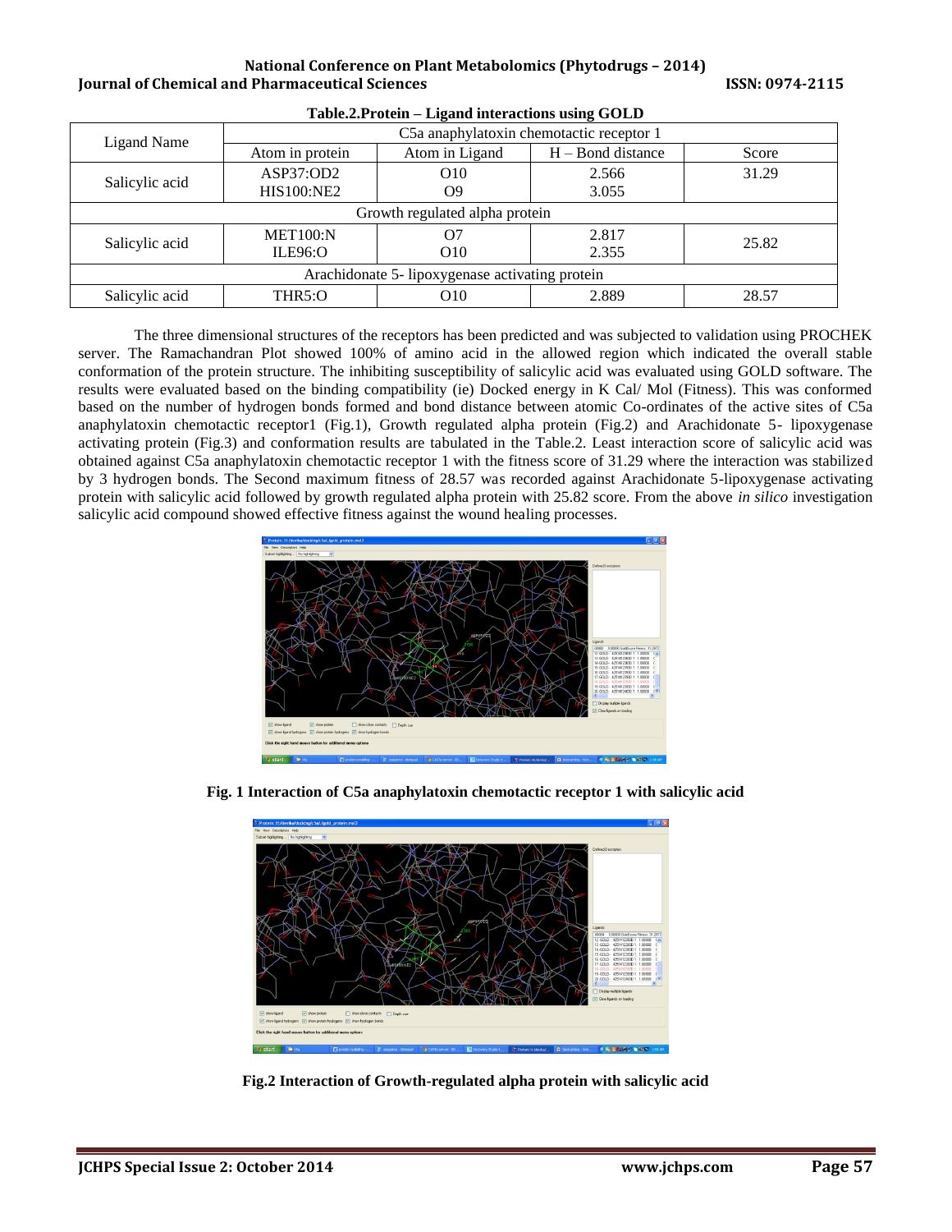**Table.2.Protein – Ligand interactions using GOLD**

| Ligand Name | C5a anaphylatoxin chemotactic receptor 1 | | | |
|---|---|---|---|---|
| | Atom in protein | Atom in Ligand | H – Bond distance | Score |
| Salicylic acid | ASP37:OD2<br>HIS100:NE2 | O10<br>O9 | 2.566<br>3.055 | 31.29 |
| Growth regulated alpha protein | | | | |
| Salicylic acid | MET100:N<br>ILE96:O | O7<br>O10 | 2.817<br>2.355 | 25.82 |
| Arachidonate 5- lipoxygenase activating protein | | | | |
| Salicylic acid | THR5:O | O10 | 2.889 | 28.57 |

The three dimensional structures of the receptors has been predicted and was subjected to validation using PROCHEK server. The Ramachandran Plot showed 100% of amino acid in the allowed region which indicated the overall stable conformation of the protein structure. The inhibiting susceptibility of salicylic acid was evaluated using GOLD software. The results were evaluated based on the binding compatibility (ie) Docked energy in K Cal/ Mol (Fitness). This was conformed based on the number of hydrogen bonds formed and bond distance between atomic Co-ordinates of the active sites of C5a anaphylatoxin chemotactic receptor1 (Fig.1), Growth regulated alpha protein (Fig.2) and Arachidonate 5- lipoxygenase activating protein (Fig.3) and conformation results are tabulated in the Table.2. Least interaction score of salicylic acid was obtained against C5a anaphylatoxin chemotactic receptor 1 with the fitness score of 31.29 where the interaction was stabilized by 3 hydrogen bonds. The Second maximum fitness of 28.57 was recorded against Arachidonate 5-lipoxygenase activating protein with salicylic acid followed by growth regulated alpha protein with 25.82 score. From the above *in silico* investigation salicylic acid compound showed effective fitness against the wound healing processes.

**Fig. 1 Interaction of C5a anaphylatoxin chemotactic receptor 1 with salicylic acid**

**Fig.2 Interaction of Growth-regulated alpha protein with salicylic acid**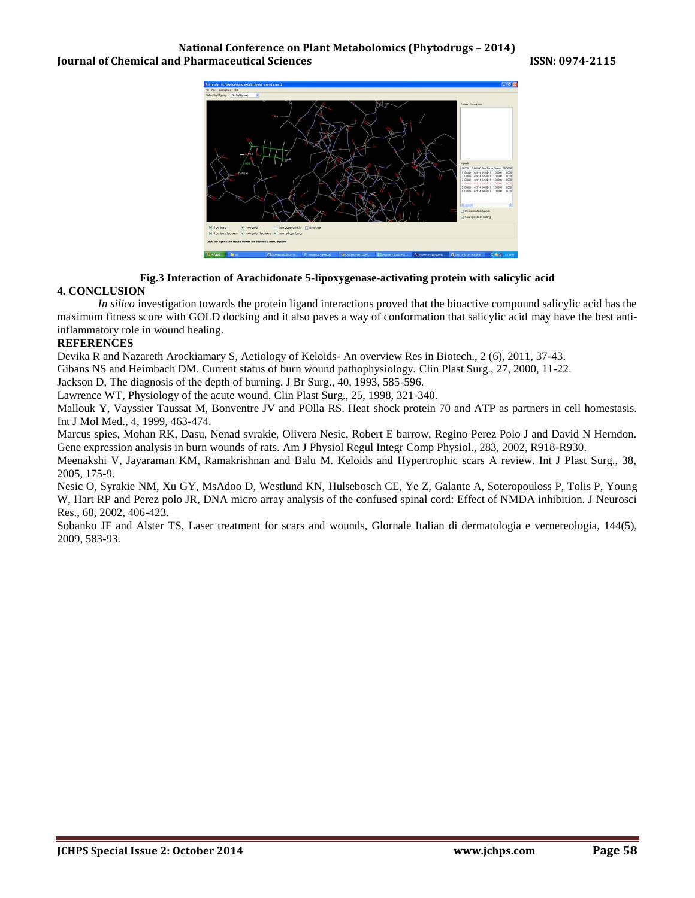Fig.3 Interaction of Arachidonate 5-lipoxygenase-activating protein with salicylic acid

## 4. CONCLUSION

*In silico* investigation towards the protein ligand interactions proved that the bioactive compound salicylic acid has the maximum fitness score with GOLD docking and it also paves a way of conformation that salicylic acid may have the best anti-inflammatory role in wound healing.

## REFERENCES

Devika R and Nazareth Arockiamary S, Aetiology of Keloids- An overview Res in Biotech., 2 (6), 2011, 37-43.

Gibans NS and Heimbach DM. Current status of burn wound pathophysiology. Clin Plast Surg., 27, 2000, 11-22.

Jackson D, The diagnosis of the depth of burning. J Br Surg., 40, 1993, 585-596.

Lawrence WT, Physiology of the acute wound. Clin Plast Surg., 25, 1998, 321-340.

Mallouk Y, Vayssier Taussat M, Bonventre JV and POlla RS. Heat shock protein 70 and ATP as partners in cell homestasis. Int J Mol Med., 4, 1999, 463-474.

Marcus spies, Mohan RK, Dasu, Nenad svrakie, Olivera Nesic, Robert E barrow, Regino Perez Polo J and David N Herndon. Gene expression analysis in burn wounds of rats. Am J Physiol Regul Integr Comp Physiol., 283, 2002, R918-R930.

Meenakshi V, Jayaraman KM, Ramakrishnan and Balu M. Keloids and Hypertrophic scars A review. Int J Plast Surg., 38, 2005, 175-9.

Nesic O, Syrakie NM, Xu GY, MsAdoo D, Westlund KN, Hulsebosch CE, Ye Z, Galante A, Soteropouloss P, Tolis P, Young W, Hart RP and Perez polo JR, DNA micro array analysis of the confused spinal cord: Effect of NMDA inhibition. J Neurosci Res., 68, 2002, 406-423.

Sobanko JF and Alster TS, Laser treatment for scars and wounds, Glornale Italian di dermatologia e vernereologia, 144(5), 2009, 583-93.